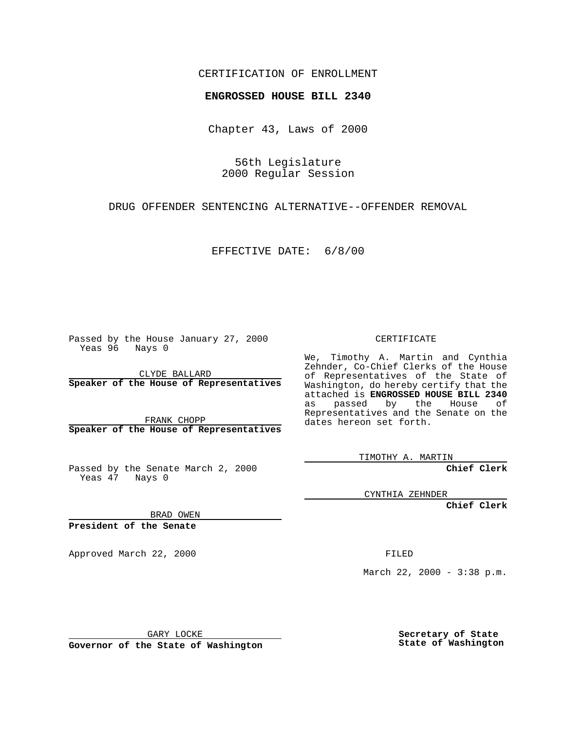CERTIFICATION OF ENROLLMENT

**ENGROSSED HOUSE BILL 2340**

Chapter 43, Laws of 2000

56th Legislature
2000 Regular Session

DRUG OFFENDER SENTENCING ALTERNATIVE--OFFENDER REMOVAL

EFFECTIVE DATE: 6/8/00

Passed by the House January 27, 2000
Yeas 96 Nays 0

CLYDE BALLARD
**Speaker of the House of Representatives**

FRANK CHOPP
**Speaker of the House of Representatives**

Passed by the Senate March 2, 2000
Yeas 47 Nays 0

BRAD OWEN
**President of the Senate**

Approved March 22, 2000

GARY LOCKE
**Governor of the State of Washington**

CERTIFICATE

We, Timothy A. Martin and Cynthia Zehnder, Co-Chief Clerks of the House of Representatives of the State of Washington, do hereby certify that the attached is **ENGROSSED HOUSE BILL 2340** as passed by the House of Representatives and the Senate on the dates hereon set forth.

TIMOTHY A. MARTIN
**Chief Clerk**

CYNTHIA ZEHNDER
**Chief Clerk**

FILED

March 22, 2000 - 3:38 p.m.

**Secretary of State**
**State of Washington**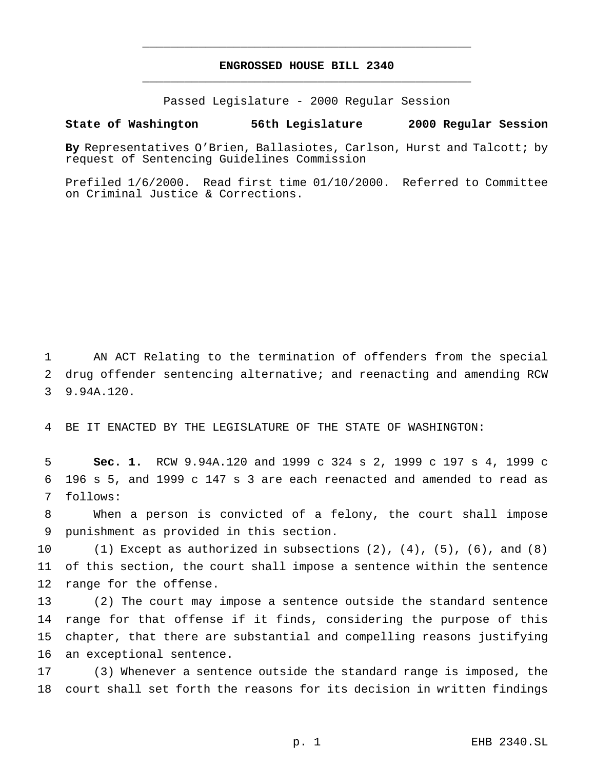# ENGROSSED HOUSE BILL 2340

Passed Legislature - 2000 Regular Session

**State of Washington 56th Legislature 2000 Regular Session**

**By** Representatives O'Brien, Ballasiotes, Carlson, Hurst and Talcott; by request of Sentencing Guidelines Commission

Prefiled 1/6/2000. Read first time 01/10/2000. Referred to Committee on Criminal Justice & Corrections.

AN ACT Relating to the termination of offenders from the special drug offender sentencing alternative; and reenacting and amending RCW 9.94A.120.

BE IT ENACTED BY THE LEGISLATURE OF THE STATE OF WASHINGTON:

**Sec. 1.** RCW 9.94A.120 and 1999 c 324 s 2, 1999 c 197 s 4, 1999 c 196 s 5, and 1999 c 147 s 3 are each reenacted and amended to read as follows:

When a person is convicted of a felony, the court shall impose punishment as provided in this section.

(1) Except as authorized in subsections (2), (4), (5), (6), and (8) of this section, the court shall impose a sentence within the sentence range for the offense.

(2) The court may impose a sentence outside the standard sentence range for that offense if it finds, considering the purpose of this chapter, that there are substantial and compelling reasons justifying an exceptional sentence.

(3) Whenever a sentence outside the standard range is imposed, the court shall set forth the reasons for its decision in written findings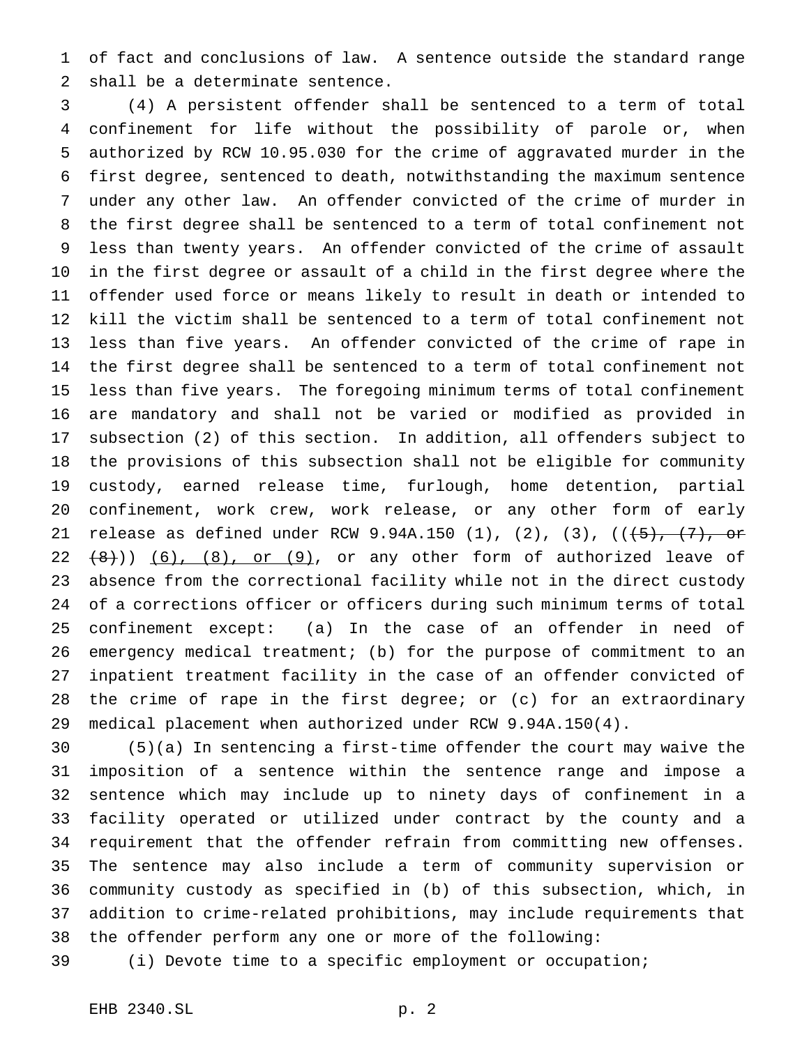of fact and conclusions of law. A sentence outside the standard range shall be a determinate sentence.

(4) A persistent offender shall be sentenced to a term of total confinement for life without the possibility of parole or, when authorized by RCW 10.95.030 for the crime of aggravated murder in the first degree, sentenced to death, notwithstanding the maximum sentence under any other law. An offender convicted of the crime of murder in the first degree shall be sentenced to a term of total confinement not less than twenty years. An offender convicted of the crime of assault in the first degree or assault of a child in the first degree where the offender used force or means likely to result in death or intended to kill the victim shall be sentenced to a term of total confinement not less than five years. An offender convicted of the crime of rape in the first degree shall be sentenced to a term of total confinement not less than five years. The foregoing minimum terms of total confinement are mandatory and shall not be varied or modified as provided in subsection (2) of this section. In addition, all offenders subject to the provisions of this subsection shall not be eligible for community custody, earned release time, furlough, home detention, partial confinement, work crew, work release, or any other form of early release as defined under RCW 9.94A.150 (1), (2), (3), ((~~(5), (7), or (8)~~)) <u>(6), (8), or (9)</u>, or any other form of authorized leave of absence from the correctional facility while not in the direct custody of a corrections officer or officers during such minimum terms of total confinement except: (a) In the case of an offender in need of emergency medical treatment; (b) for the purpose of commitment to an inpatient treatment facility in the case of an offender convicted of the crime of rape in the first degree; or (c) for an extraordinary medical placement when authorized under RCW 9.94A.150(4).

(5)(a) In sentencing a first-time offender the court may waive the imposition of a sentence within the sentence range and impose a sentence which may include up to ninety days of confinement in a facility operated or utilized under contract by the county and a requirement that the offender refrain from committing new offenses. The sentence may also include a term of community supervision or community custody as specified in (b) of this subsection, which, in addition to crime-related prohibitions, may include requirements that the offender perform any one or more of the following:

(i) Devote time to a specific employment or occupation;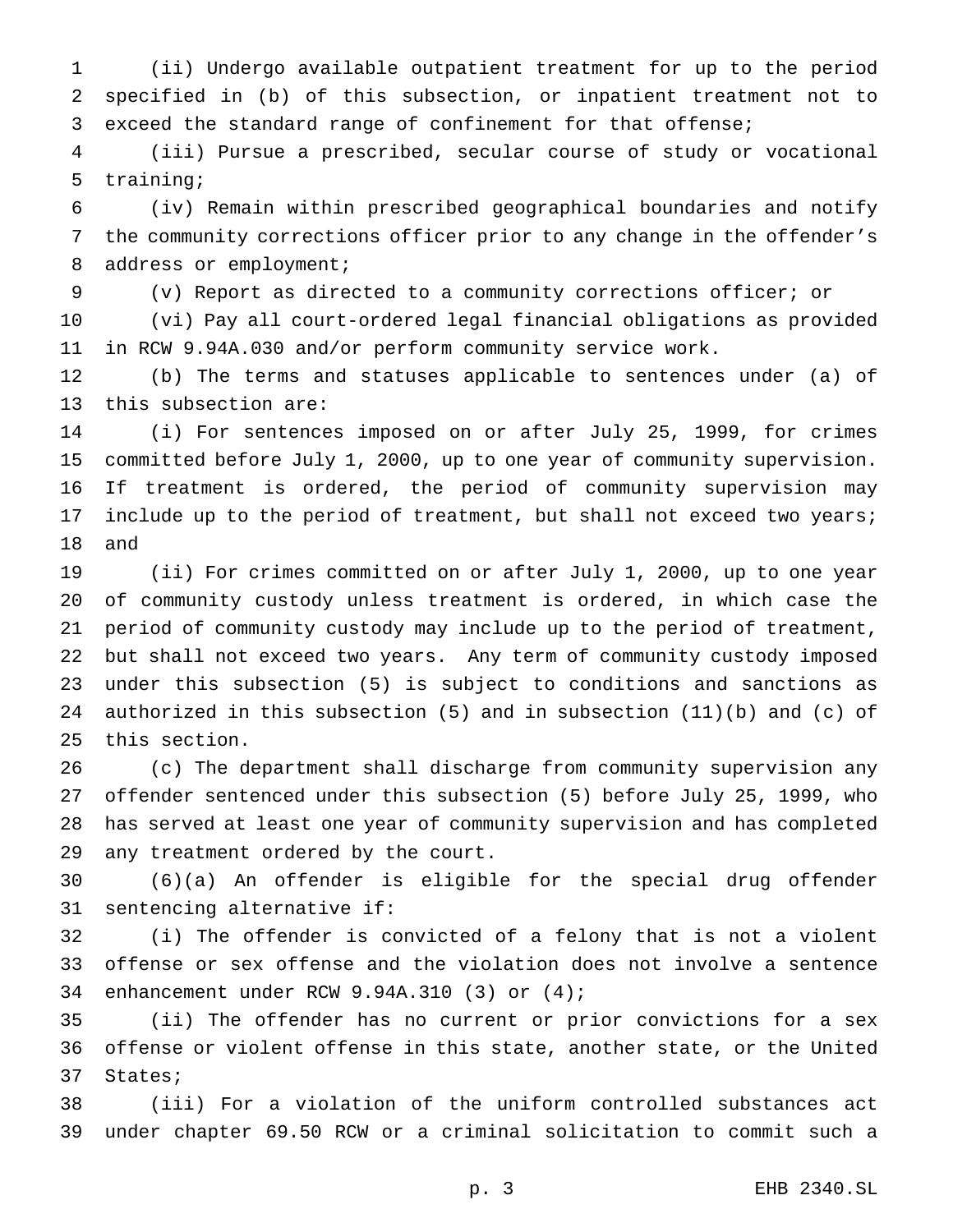(ii) Undergo available outpatient treatment for up to the period specified in (b) of this subsection, or inpatient treatment not to exceed the standard range of confinement for that offense;

(iii) Pursue a prescribed, secular course of study or vocational training;

(iv) Remain within prescribed geographical boundaries and notify the community corrections officer prior to any change in the offender's address or employment;

(v) Report as directed to a community corrections officer; or

(vi) Pay all court-ordered legal financial obligations as provided in RCW 9.94A.030 and/or perform community service work.

(b) The terms and statuses applicable to sentences under (a) of this subsection are:

(i) For sentences imposed on or after July 25, 1999, for crimes committed before July 1, 2000, up to one year of community supervision. If treatment is ordered, the period of community supervision may include up to the period of treatment, but shall not exceed two years; and

(ii) For crimes committed on or after July 1, 2000, up to one year of community custody unless treatment is ordered, in which case the period of community custody may include up to the period of treatment, but shall not exceed two years. Any term of community custody imposed under this subsection (5) is subject to conditions and sanctions as authorized in this subsection (5) and in subsection (11)(b) and (c) of this section.

(c) The department shall discharge from community supervision any offender sentenced under this subsection (5) before July 25, 1999, who has served at least one year of community supervision and has completed any treatment ordered by the court.

(6)(a) An offender is eligible for the special drug offender sentencing alternative if:

(i) The offender is convicted of a felony that is not a violent offense or sex offense and the violation does not involve a sentence enhancement under RCW 9.94A.310 (3) or (4);

(ii) The offender has no current or prior convictions for a sex offense or violent offense in this state, another state, or the United States;

(iii) For a violation of the uniform controlled substances act under chapter 69.50 RCW or a criminal solicitation to commit such a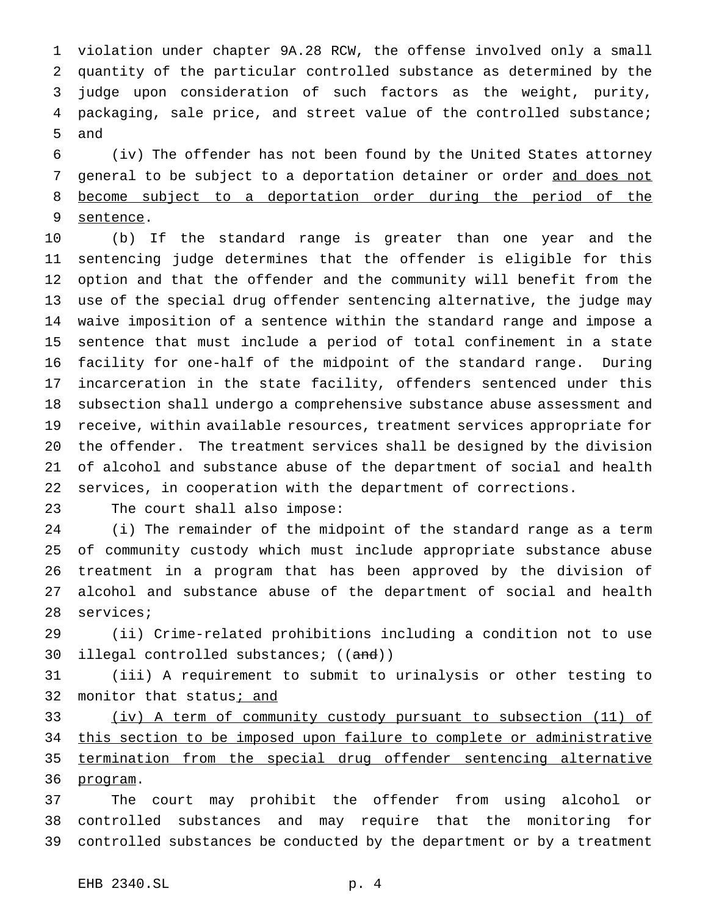violation under chapter 9A.28 RCW, the offense involved only a small quantity of the particular controlled substance as determined by the judge upon consideration of such factors as the weight, purity, packaging, sale price, and street value of the controlled substance; and

(iv) The offender has not been found by the United States attorney general to be subject to a deportation detainer or order and does not become subject to a deportation order during the period of the sentence.

(b) If the standard range is greater than one year and the sentencing judge determines that the offender is eligible for this option and that the offender and the community will benefit from the use of the special drug offender sentencing alternative, the judge may waive imposition of a sentence within the standard range and impose a sentence that must include a period of total confinement in a state facility for one-half of the midpoint of the standard range. During incarceration in the state facility, offenders sentenced under this subsection shall undergo a comprehensive substance abuse assessment and receive, within available resources, treatment services appropriate for the offender. The treatment services shall be designed by the division of alcohol and substance abuse of the department of social and health services, in cooperation with the department of corrections.

The court shall also impose:

(i) The remainder of the midpoint of the standard range as a term of community custody which must include appropriate substance abuse treatment in a program that has been approved by the division of alcohol and substance abuse of the department of social and health services;

(ii) Crime-related prohibitions including a condition not to use illegal controlled substances; ((~~and~~))

(iii) A requirement to submit to urinalysis or other testing to monitor that status; and

(iv) A term of community custody pursuant to subsection (11) of this section to be imposed upon failure to complete or administrative termination from the special drug offender sentencing alternative program.

The court may prohibit the offender from using alcohol or controlled substances and may require that the monitoring for controlled substances be conducted by the department or by a treatment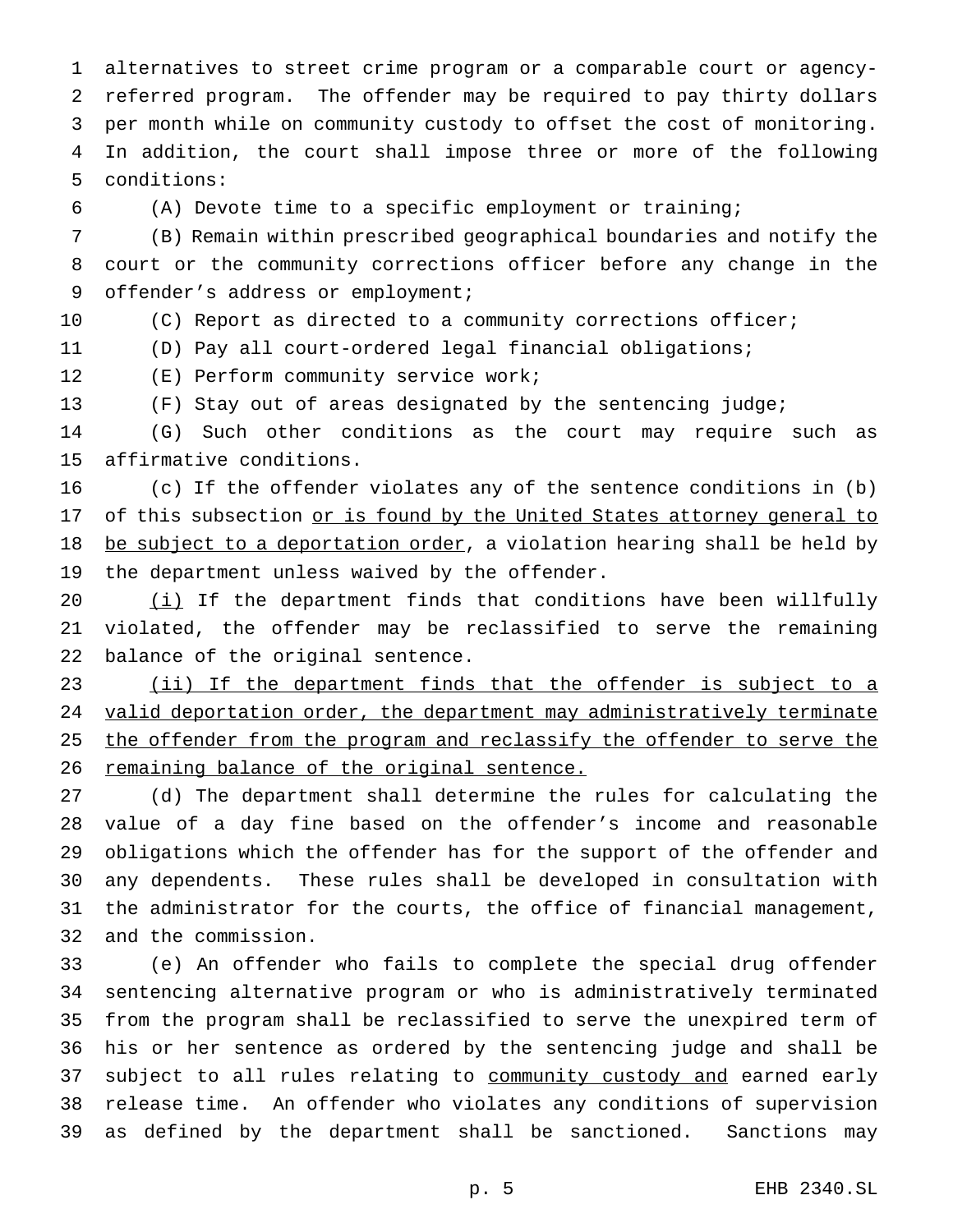alternatives to street crime program or a comparable court or agency-referred program. The offender may be required to pay thirty dollars per month while on community custody to offset the cost of monitoring. In addition, the court shall impose three or more of the following conditions:

(A) Devote time to a specific employment or training;

(B) Remain within prescribed geographical boundaries and notify the court or the community corrections officer before any change in the offender's address or employment;

(C) Report as directed to a community corrections officer;

(D) Pay all court-ordered legal financial obligations;

(E) Perform community service work;

(F) Stay out of areas designated by the sentencing judge;

(G) Such other conditions as the court may require such as affirmative conditions.

(c) If the offender violates any of the sentence conditions in (b) of this subsection <u>or is found by the United States attorney general to be subject to a deportation order</u>, a violation hearing shall be held by the department unless waived by the offender.

<u>(i)</u> If the department finds that conditions have been willfully violated, the offender may be reclassified to serve the remaining balance of the original sentence.

<u>(ii) If the department finds that the offender is subject to a valid deportation order, the department may administratively terminate the offender from the program and reclassify the offender to serve the remaining balance of the original sentence.</u>

(d) The department shall determine the rules for calculating the value of a day fine based on the offender's income and reasonable obligations which the offender has for the support of the offender and any dependents. These rules shall be developed in consultation with the administrator for the courts, the office of financial management, and the commission.

(e) An offender who fails to complete the special drug offender sentencing alternative program or who is administratively terminated from the program shall be reclassified to serve the unexpired term of his or her sentence as ordered by the sentencing judge and shall be subject to all rules relating to <u>community custody and</u> earned early release time. An offender who violates any conditions of supervision as defined by the department shall be sanctioned. Sanctions may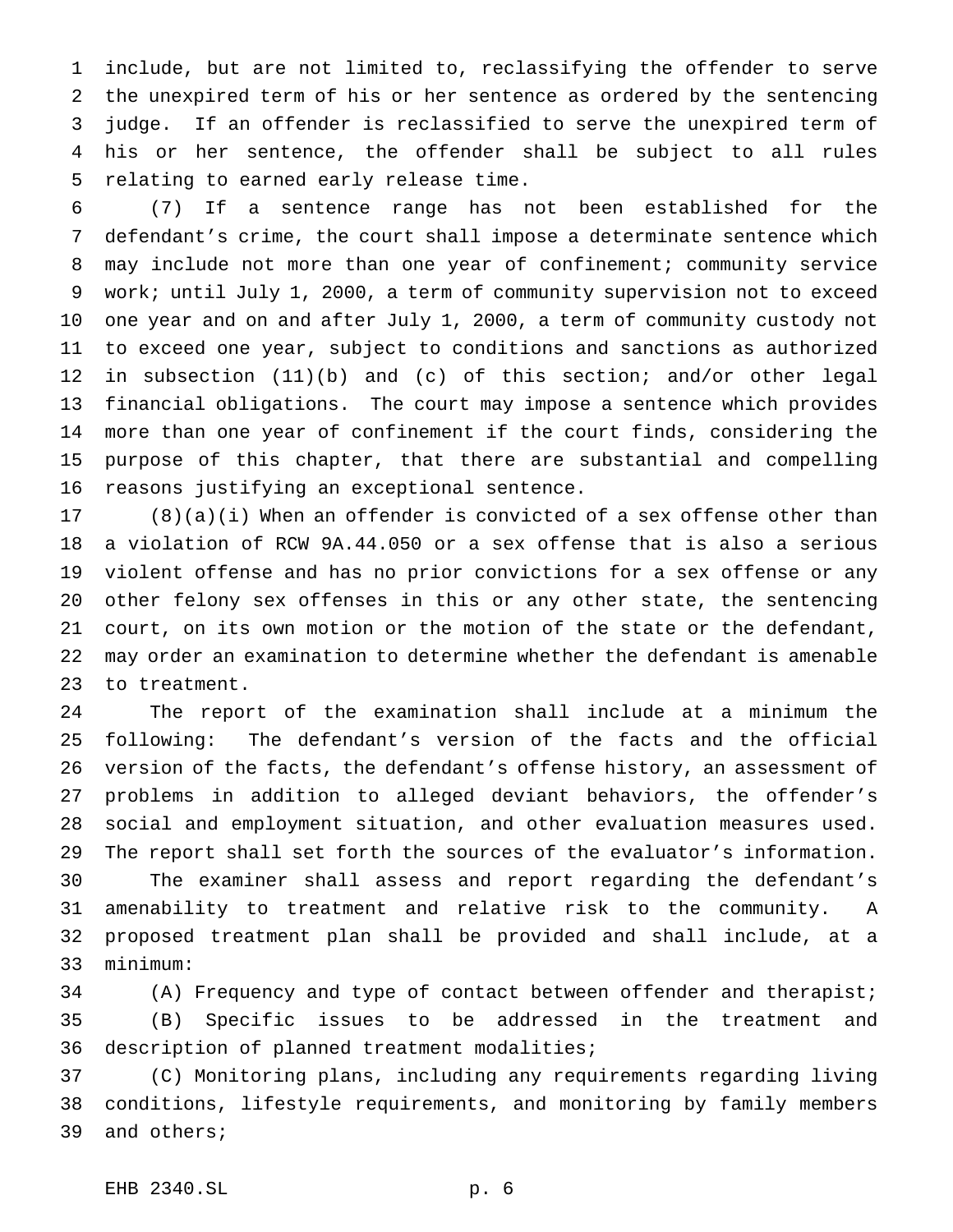include, but are not limited to, reclassifying the offender to serve the unexpired term of his or her sentence as ordered by the sentencing judge. If an offender is reclassified to serve the unexpired term of his or her sentence, the offender shall be subject to all rules relating to earned early release time.

(7) If a sentence range has not been established for the defendant's crime, the court shall impose a determinate sentence which may include not more than one year of confinement; community service work; until July 1, 2000, a term of community supervision not to exceed one year and on and after July 1, 2000, a term of community custody not to exceed one year, subject to conditions and sanctions as authorized in subsection (11)(b) and (c) of this section; and/or other legal financial obligations. The court may impose a sentence which provides more than one year of confinement if the court finds, considering the purpose of this chapter, that there are substantial and compelling reasons justifying an exceptional sentence.

(8)(a)(i) When an offender is convicted of a sex offense other than a violation of RCW 9A.44.050 or a sex offense that is also a serious violent offense and has no prior convictions for a sex offense or any other felony sex offenses in this or any other state, the sentencing court, on its own motion or the motion of the state or the defendant, may order an examination to determine whether the defendant is amenable to treatment.

The report of the examination shall include at a minimum the following: The defendant's version of the facts and the official version of the facts, the defendant's offense history, an assessment of problems in addition to alleged deviant behaviors, the offender's social and employment situation, and other evaluation measures used. The report shall set forth the sources of the evaluator's information.

The examiner shall assess and report regarding the defendant's amenability to treatment and relative risk to the community. A proposed treatment plan shall be provided and shall include, at a minimum:

(A) Frequency and type of contact between offender and therapist;

(B) Specific issues to be addressed in the treatment and description of planned treatment modalities;

(C) Monitoring plans, including any requirements regarding living conditions, lifestyle requirements, and monitoring by family members and others;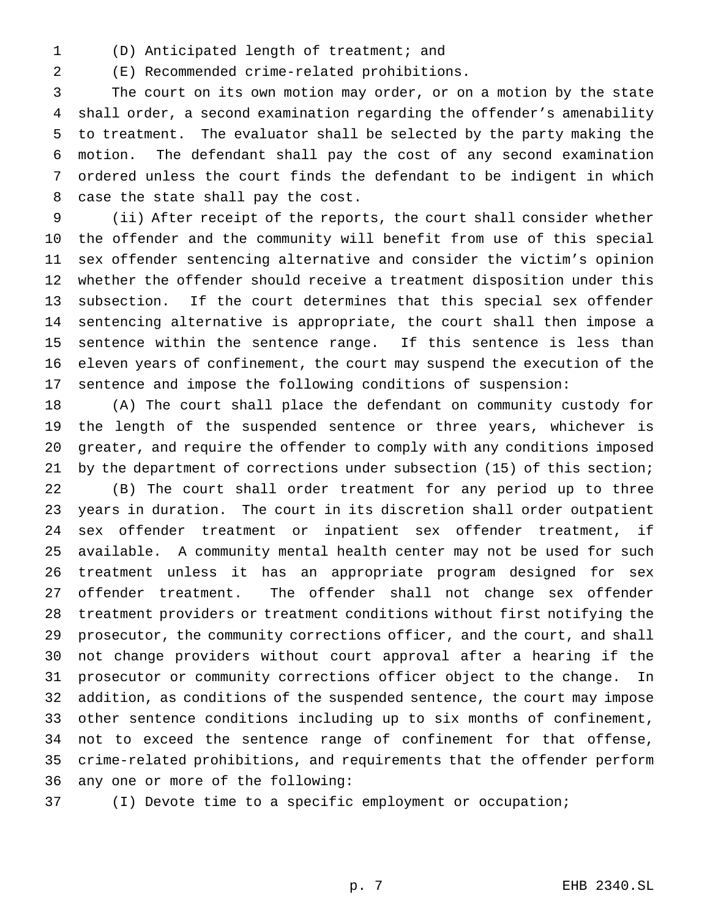(D) Anticipated length of treatment; and

(E) Recommended crime-related prohibitions.

The court on its own motion may order, or on a motion by the state shall order, a second examination regarding the offender's amenability to treatment. The evaluator shall be selected by the party making the motion. The defendant shall pay the cost of any second examination ordered unless the court finds the defendant to be indigent in which case the state shall pay the cost.

(ii) After receipt of the reports, the court shall consider whether the offender and the community will benefit from use of this special sex offender sentencing alternative and consider the victim's opinion whether the offender should receive a treatment disposition under this subsection. If the court determines that this special sex offender sentencing alternative is appropriate, the court shall then impose a sentence within the sentence range. If this sentence is less than eleven years of confinement, the court may suspend the execution of the sentence and impose the following conditions of suspension:

(A) The court shall place the defendant on community custody for the length of the suspended sentence or three years, whichever is greater, and require the offender to comply with any conditions imposed by the department of corrections under subsection (15) of this section;

(B) The court shall order treatment for any period up to three years in duration. The court in its discretion shall order outpatient sex offender treatment or inpatient sex offender treatment, if available. A community mental health center may not be used for such treatment unless it has an appropriate program designed for sex offender treatment. The offender shall not change sex offender treatment providers or treatment conditions without first notifying the prosecutor, the community corrections officer, and the court, and shall not change providers without court approval after a hearing if the prosecutor or community corrections officer object to the change. In addition, as conditions of the suspended sentence, the court may impose other sentence conditions including up to six months of confinement, not to exceed the sentence range of confinement for that offense, crime-related prohibitions, and requirements that the offender perform any one or more of the following:

(I) Devote time to a specific employment or occupation;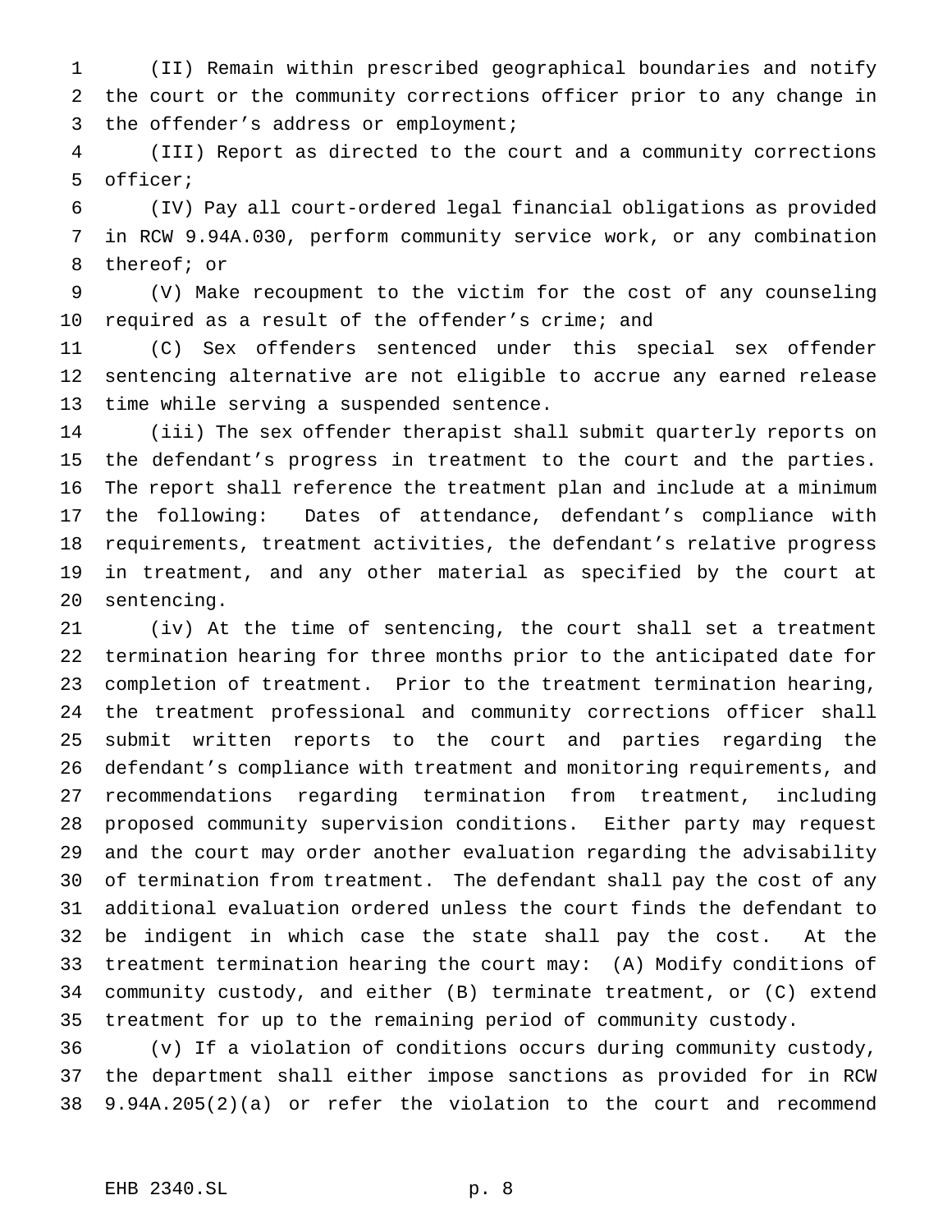(II) Remain within prescribed geographical boundaries and notify the court or the community corrections officer prior to any change in the offender's address or employment;

(III) Report as directed to the court and a community corrections officer;

(IV) Pay all court-ordered legal financial obligations as provided in RCW 9.94A.030, perform community service work, or any combination thereof; or

(V) Make recoupment to the victim for the cost of any counseling required as a result of the offender's crime; and

(C) Sex offenders sentenced under this special sex offender sentencing alternative are not eligible to accrue any earned release time while serving a suspended sentence.

(iii) The sex offender therapist shall submit quarterly reports on the defendant's progress in treatment to the court and the parties. The report shall reference the treatment plan and include at a minimum the following: Dates of attendance, defendant's compliance with requirements, treatment activities, the defendant's relative progress in treatment, and any other material as specified by the court at sentencing.

(iv) At the time of sentencing, the court shall set a treatment termination hearing for three months prior to the anticipated date for completion of treatment. Prior to the treatment termination hearing, the treatment professional and community corrections officer shall submit written reports to the court and parties regarding the defendant's compliance with treatment and monitoring requirements, and recommendations regarding termination from treatment, including proposed community supervision conditions. Either party may request and the court may order another evaluation regarding the advisability of termination from treatment. The defendant shall pay the cost of any additional evaluation ordered unless the court finds the defendant to be indigent in which case the state shall pay the cost. At the treatment termination hearing the court may: (A) Modify conditions of community custody, and either (B) terminate treatment, or (C) extend treatment for up to the remaining period of community custody.

(v) If a violation of conditions occurs during community custody, the department shall either impose sanctions as provided for in RCW 9.94A.205(2)(a) or refer the violation to the court and recommend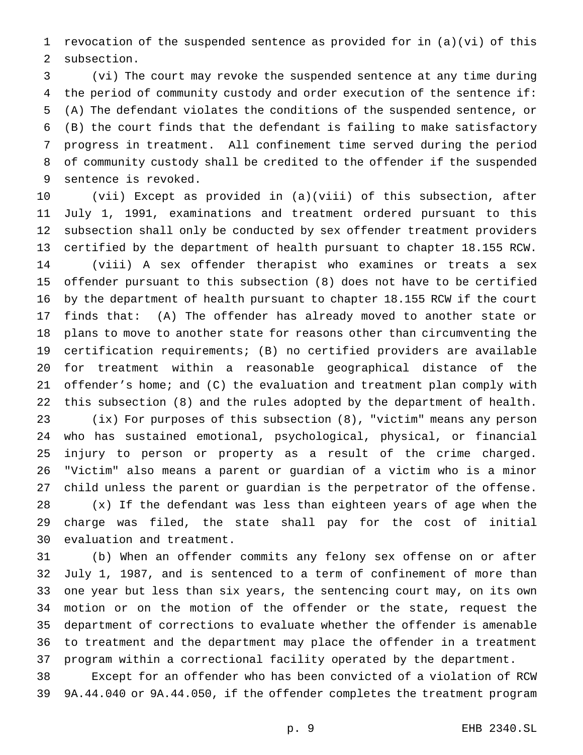revocation of the suspended sentence as provided for in (a)(vi) of this subsection.

(vi) The court may revoke the suspended sentence at any time during the period of community custody and order execution of the sentence if: (A) The defendant violates the conditions of the suspended sentence, or (B) the court finds that the defendant is failing to make satisfactory progress in treatment. All confinement time served during the period of community custody shall be credited to the offender if the suspended sentence is revoked.

(vii) Except as provided in (a)(viii) of this subsection, after July 1, 1991, examinations and treatment ordered pursuant to this subsection shall only be conducted by sex offender treatment providers certified by the department of health pursuant to chapter 18.155 RCW.

(viii) A sex offender therapist who examines or treats a sex offender pursuant to this subsection (8) does not have to be certified by the department of health pursuant to chapter 18.155 RCW if the court finds that: (A) The offender has already moved to another state or plans to move to another state for reasons other than circumventing the certification requirements; (B) no certified providers are available for treatment within a reasonable geographical distance of the offender's home; and (C) the evaluation and treatment plan comply with this subsection (8) and the rules adopted by the department of health.

(ix) For purposes of this subsection (8), "victim" means any person who has sustained emotional, psychological, physical, or financial injury to person or property as a result of the crime charged. "Victim" also means a parent or guardian of a victim who is a minor child unless the parent or guardian is the perpetrator of the offense.

(x) If the defendant was less than eighteen years of age when the charge was filed, the state shall pay for the cost of initial evaluation and treatment.

(b) When an offender commits any felony sex offense on or after July 1, 1987, and is sentenced to a term of confinement of more than one year but less than six years, the sentencing court may, on its own motion or on the motion of the offender or the state, request the department of corrections to evaluate whether the offender is amenable to treatment and the department may place the offender in a treatment program within a correctional facility operated by the department.

Except for an offender who has been convicted of a violation of RCW 9A.44.040 or 9A.44.050, if the offender completes the treatment program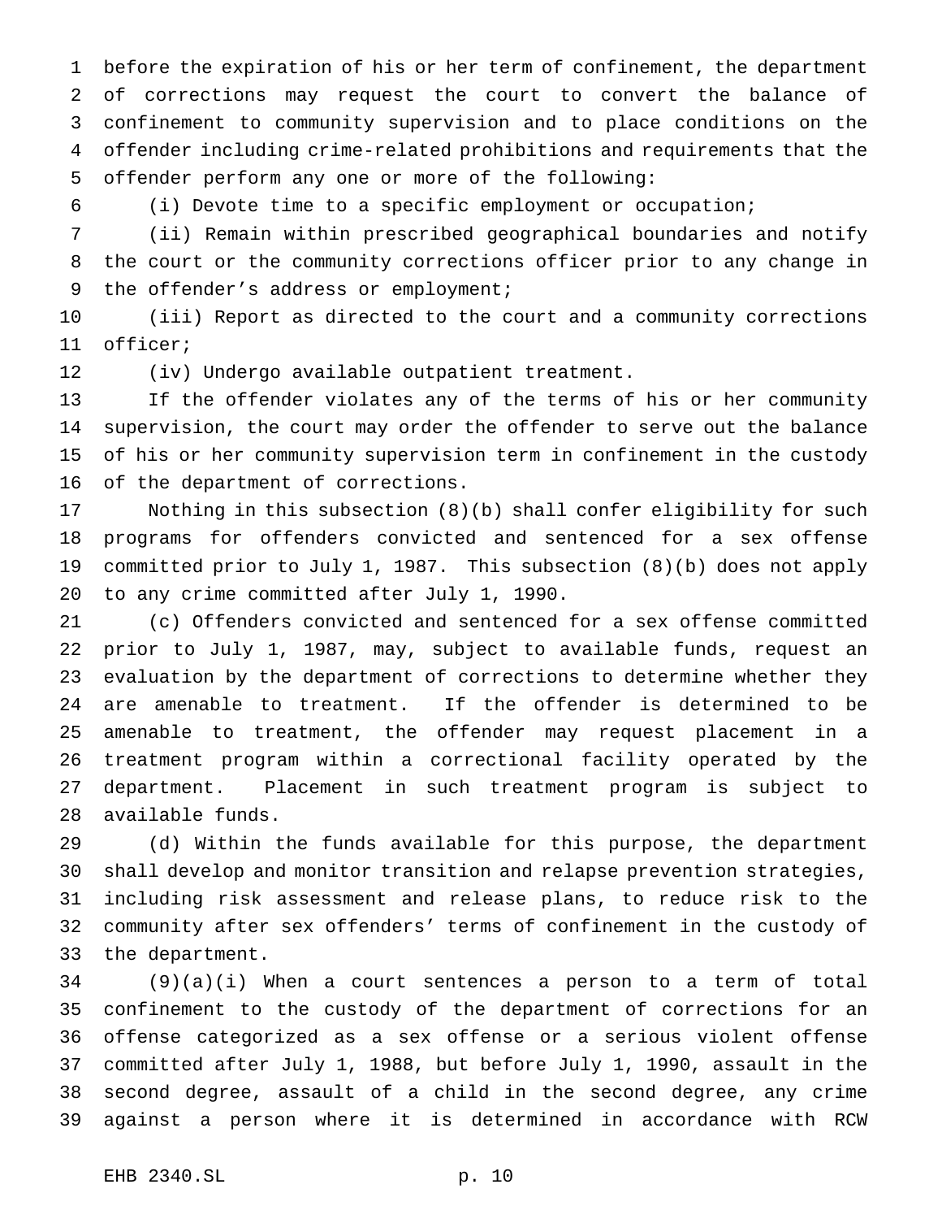before the expiration of his or her term of confinement, the department of corrections may request the court to convert the balance of confinement to community supervision and to place conditions on the offender including crime-related prohibitions and requirements that the offender perform any one or more of the following:

(i) Devote time to a specific employment or occupation;

(ii) Remain within prescribed geographical boundaries and notify the court or the community corrections officer prior to any change in the offender's address or employment;

(iii) Report as directed to the court and a community corrections officer;

(iv) Undergo available outpatient treatment.

If the offender violates any of the terms of his or her community supervision, the court may order the offender to serve out the balance of his or her community supervision term in confinement in the custody of the department of corrections.

Nothing in this subsection (8)(b) shall confer eligibility for such programs for offenders convicted and sentenced for a sex offense committed prior to July 1, 1987. This subsection (8)(b) does not apply to any crime committed after July 1, 1990.

(c) Offenders convicted and sentenced for a sex offense committed prior to July 1, 1987, may, subject to available funds, request an evaluation by the department of corrections to determine whether they are amenable to treatment. If the offender is determined to be amenable to treatment, the offender may request placement in a treatment program within a correctional facility operated by the department. Placement in such treatment program is subject to available funds.

(d) Within the funds available for this purpose, the department shall develop and monitor transition and relapse prevention strategies, including risk assessment and release plans, to reduce risk to the community after sex offenders' terms of confinement in the custody of the department.

(9)(a)(i) When a court sentences a person to a term of total confinement to the custody of the department of corrections for an offense categorized as a sex offense or a serious violent offense committed after July 1, 1988, but before July 1, 1990, assault in the second degree, assault of a child in the second degree, any crime against a person where it is determined in accordance with RCW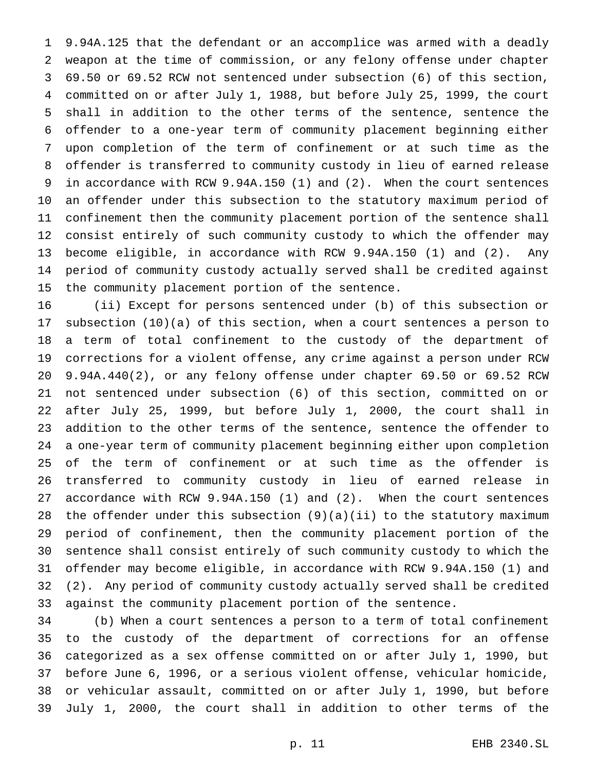9.94A.125 that the defendant or an accomplice was armed with a deadly weapon at the time of commission, or any felony offense under chapter 69.50 or 69.52 RCW not sentenced under subsection (6) of this section, committed on or after July 1, 1988, but before July 25, 1999, the court shall in addition to the other terms of the sentence, sentence the offender to a one-year term of community placement beginning either upon completion of the term of confinement or at such time as the offender is transferred to community custody in lieu of earned release in accordance with RCW 9.94A.150 (1) and (2). When the court sentences an offender under this subsection to the statutory maximum period of confinement then the community placement portion of the sentence shall consist entirely of such community custody to which the offender may become eligible, in accordance with RCW 9.94A.150 (1) and (2). Any period of community custody actually served shall be credited against the community placement portion of the sentence.

(ii) Except for persons sentenced under (b) of this subsection or subsection (10)(a) of this section, when a court sentences a person to a term of total confinement to the custody of the department of corrections for a violent offense, any crime against a person under RCW 9.94A.440(2), or any felony offense under chapter 69.50 or 69.52 RCW not sentenced under subsection (6) of this section, committed on or after July 25, 1999, but before July 1, 2000, the court shall in addition to the other terms of the sentence, sentence the offender to a one-year term of community placement beginning either upon completion of the term of confinement or at such time as the offender is transferred to community custody in lieu of earned release in accordance with RCW 9.94A.150 (1) and (2). When the court sentences the offender under this subsection (9)(a)(ii) to the statutory maximum period of confinement, then the community placement portion of the sentence shall consist entirely of such community custody to which the offender may become eligible, in accordance with RCW 9.94A.150 (1) and (2). Any period of community custody actually served shall be credited against the community placement portion of the sentence.

(b) When a court sentences a person to a term of total confinement to the custody of the department of corrections for an offense categorized as a sex offense committed on or after July 1, 1990, but before June 6, 1996, or a serious violent offense, vehicular homicide, or vehicular assault, committed on or after July 1, 1990, but before July 1, 2000, the court shall in addition to other terms of the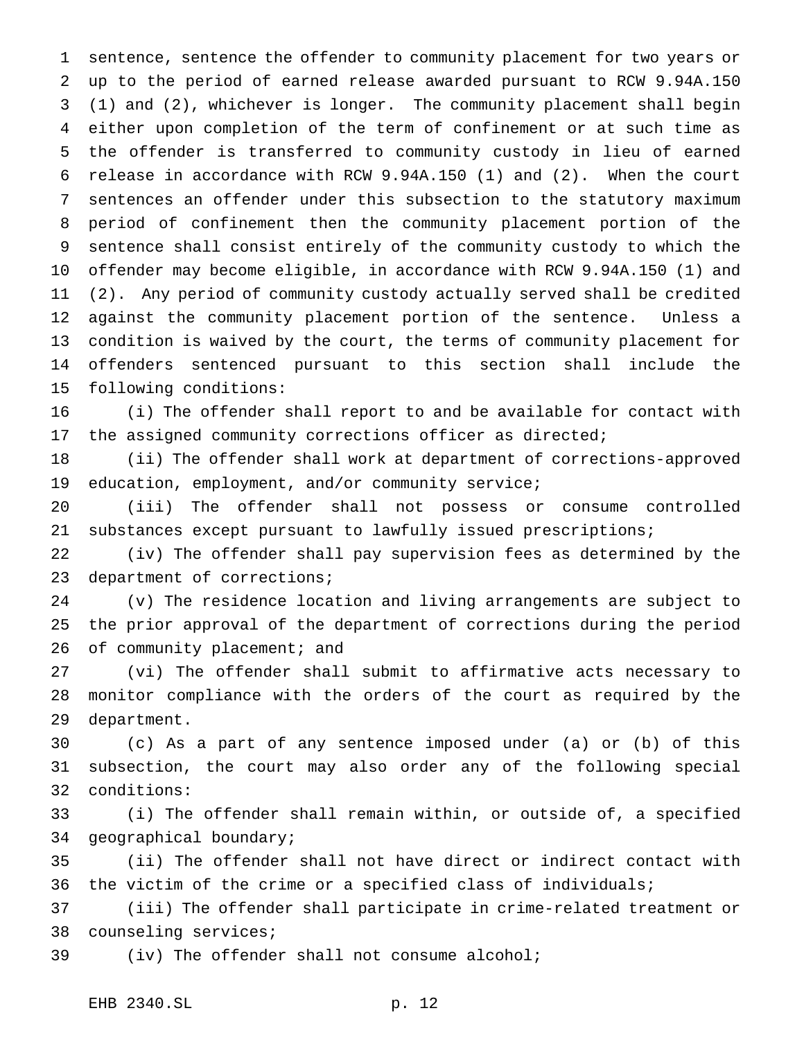sentence, sentence the offender to community placement for two years or up to the period of earned release awarded pursuant to RCW 9.94A.150 (1) and (2), whichever is longer. The community placement shall begin either upon completion of the term of confinement or at such time as the offender is transferred to community custody in lieu of earned release in accordance with RCW 9.94A.150 (1) and (2). When the court sentences an offender under this subsection to the statutory maximum period of confinement then the community placement portion of the sentence shall consist entirely of the community custody to which the offender may become eligible, in accordance with RCW 9.94A.150 (1) and (2). Any period of community custody actually served shall be credited against the community placement portion of the sentence. Unless a condition is waived by the court, the terms of community placement for offenders sentenced pursuant to this section shall include the following conditions:

(i) The offender shall report to and be available for contact with the assigned community corrections officer as directed;

(ii) The offender shall work at department of corrections-approved education, employment, and/or community service;

(iii) The offender shall not possess or consume controlled substances except pursuant to lawfully issued prescriptions;

(iv) The offender shall pay supervision fees as determined by the department of corrections;

(v) The residence location and living arrangements are subject to the prior approval of the department of corrections during the period of community placement; and

(vi) The offender shall submit to affirmative acts necessary to monitor compliance with the orders of the court as required by the department.

(c) As a part of any sentence imposed under (a) or (b) of this subsection, the court may also order any of the following special conditions:

(i) The offender shall remain within, or outside of, a specified geographical boundary;

(ii) The offender shall not have direct or indirect contact with the victim of the crime or a specified class of individuals;

(iii) The offender shall participate in crime-related treatment or counseling services;

(iv) The offender shall not consume alcohol;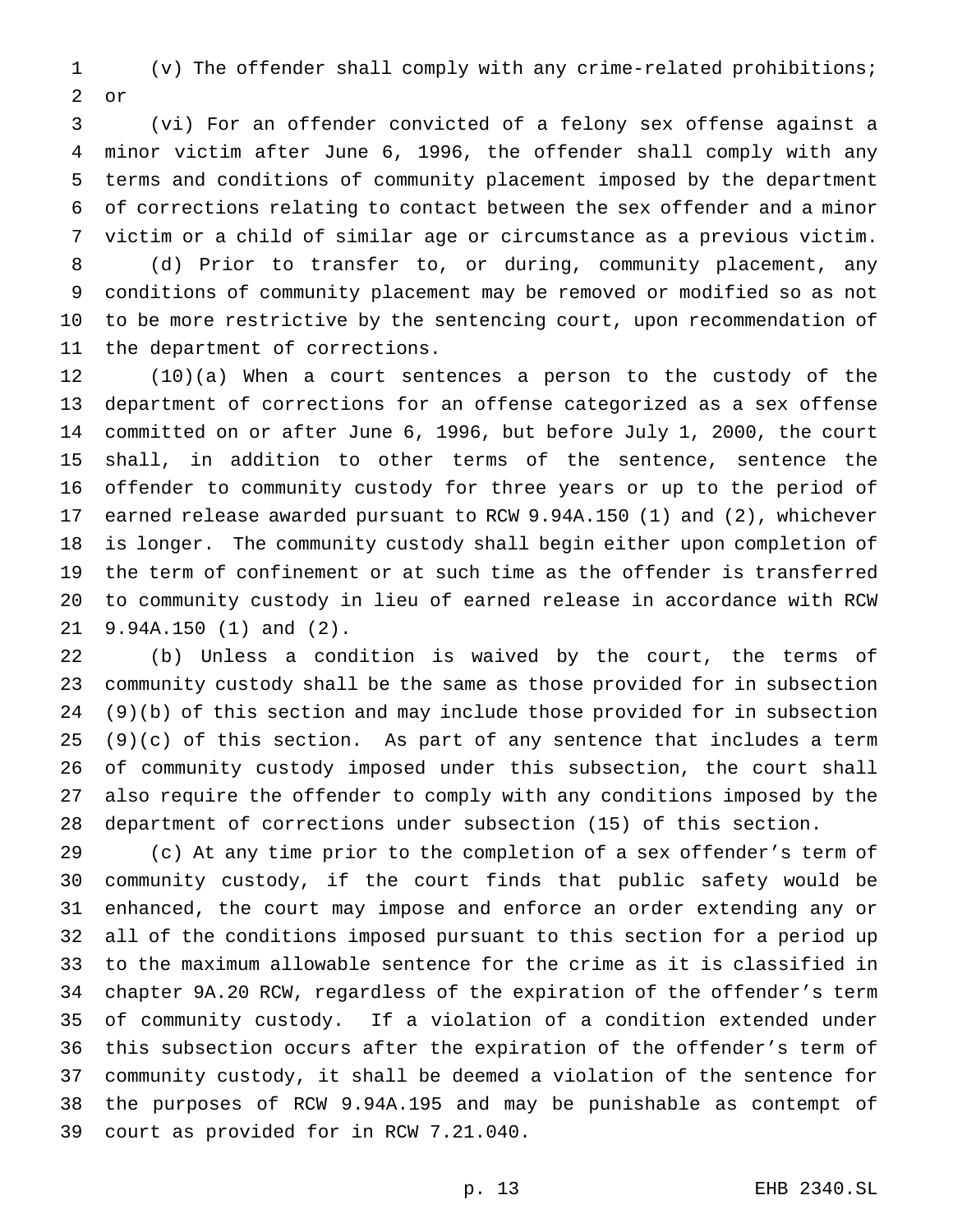(v) The offender shall comply with any crime-related prohibitions; or

(vi) For an offender convicted of a felony sex offense against a minor victim after June 6, 1996, the offender shall comply with any terms and conditions of community placement imposed by the department of corrections relating to contact between the sex offender and a minor victim or a child of similar age or circumstance as a previous victim.

(d) Prior to transfer to, or during, community placement, any conditions of community placement may be removed or modified so as not to be more restrictive by the sentencing court, upon recommendation of the department of corrections.

(10)(a) When a court sentences a person to the custody of the department of corrections for an offense categorized as a sex offense committed on or after June 6, 1996, but before July 1, 2000, the court shall, in addition to other terms of the sentence, sentence the offender to community custody for three years or up to the period of earned release awarded pursuant to RCW 9.94A.150 (1) and (2), whichever is longer. The community custody shall begin either upon completion of the term of confinement or at such time as the offender is transferred to community custody in lieu of earned release in accordance with RCW 9.94A.150 (1) and (2).

(b) Unless a condition is waived by the court, the terms of community custody shall be the same as those provided for in subsection (9)(b) of this section and may include those provided for in subsection (9)(c) of this section. As part of any sentence that includes a term of community custody imposed under this subsection, the court shall also require the offender to comply with any conditions imposed by the department of corrections under subsection (15) of this section.

(c) At any time prior to the completion of a sex offender's term of community custody, if the court finds that public safety would be enhanced, the court may impose and enforce an order extending any or all of the conditions imposed pursuant to this section for a period up to the maximum allowable sentence for the crime as it is classified in chapter 9A.20 RCW, regardless of the expiration of the offender's term of community custody. If a violation of a condition extended under this subsection occurs after the expiration of the offender's term of community custody, it shall be deemed a violation of the sentence for the purposes of RCW 9.94A.195 and may be punishable as contempt of court as provided for in RCW 7.21.040.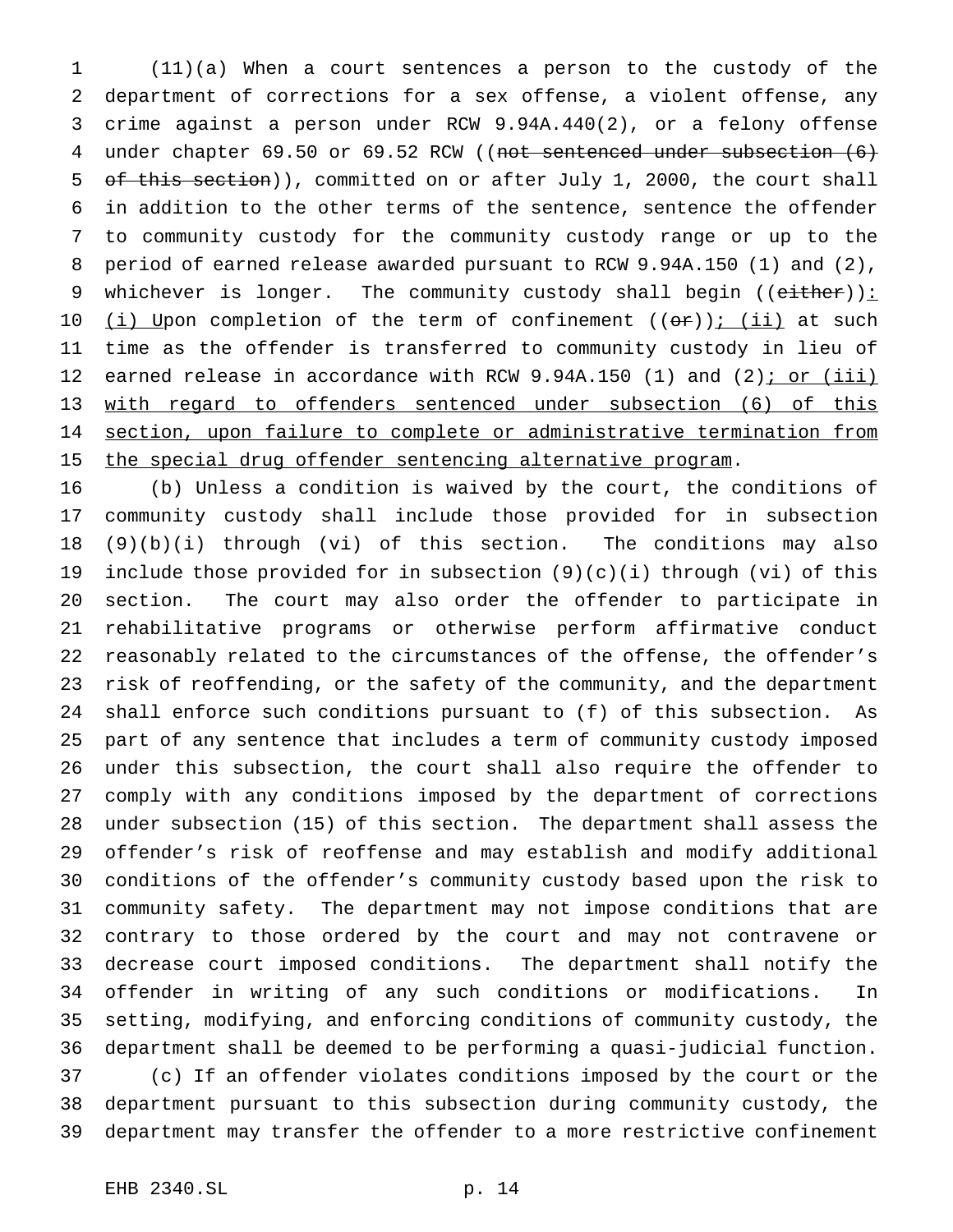(11)(a) When a court sentences a person to the custody of the department of corrections for a sex offense, a violent offense, any crime against a person under RCW 9.94A.440(2), or a felony offense under chapter 69.50 or 69.52 RCW ((~~not sentenced under subsection (6) of this section~~)), committed on or after July 1, 2000, the court shall in addition to the other terms of the sentence, sentence the offender to community custody for the community custody range or up to the period of earned release awarded pursuant to RCW 9.94A.150 (1) and (2), whichever is longer. The community custody shall begin ((~~either~~))<u>:</u> <u>(i) U</u>pon completion of the term of confinement ((~~or~~))<u>; (ii)</u> at such time as the offender is transferred to community custody in lieu of earned release in accordance with RCW 9.94A.150 (1) and (2)<u>; or (iii) with regard to offenders sentenced under subsection (6) of this section, upon failure to complete or administrative termination from the special drug offender sentencing alternative program</u>.

(b) Unless a condition is waived by the court, the conditions of community custody shall include those provided for in subsection (9)(b)(i) through (vi) of this section. The conditions may also include those provided for in subsection (9)(c)(i) through (vi) of this section. The court may also order the offender to participate in rehabilitative programs or otherwise perform affirmative conduct reasonably related to the circumstances of the offense, the offender's risk of reoffending, or the safety of the community, and the department shall enforce such conditions pursuant to (f) of this subsection. As part of any sentence that includes a term of community custody imposed under this subsection, the court shall also require the offender to comply with any conditions imposed by the department of corrections under subsection (15) of this section. The department shall assess the offender's risk of reoffense and may establish and modify additional conditions of the offender's community custody based upon the risk to community safety. The department may not impose conditions that are contrary to those ordered by the court and may not contravene or decrease court imposed conditions. The department shall notify the offender in writing of any such conditions or modifications. In setting, modifying, and enforcing conditions of community custody, the department shall be deemed to be performing a quasi-judicial function.

(c) If an offender violates conditions imposed by the court or the department pursuant to this subsection during community custody, the department may transfer the offender to a more restrictive confinement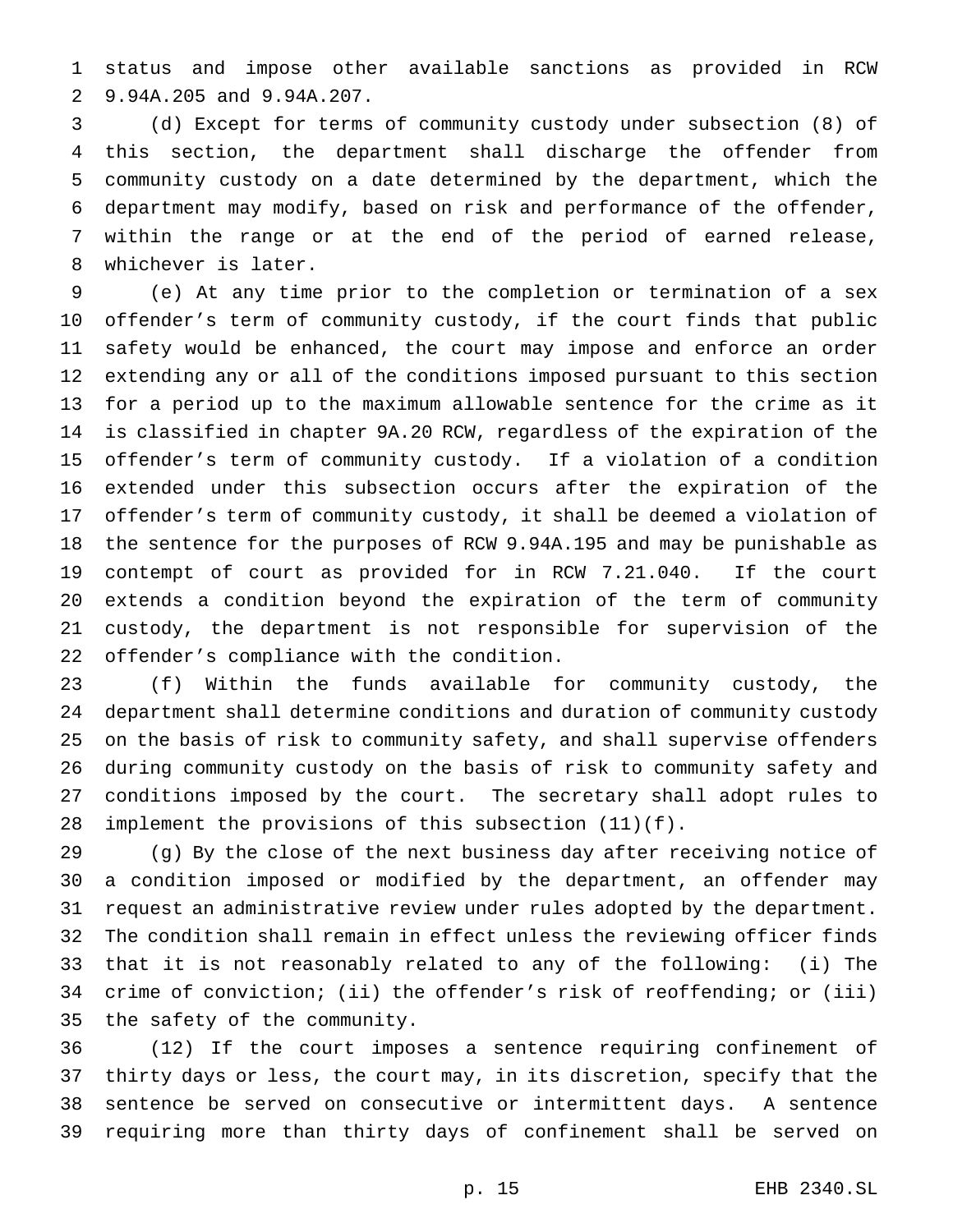status and impose other available sanctions as provided in RCW 9.94A.205 and 9.94A.207.

(d) Except for terms of community custody under subsection (8) of this section, the department shall discharge the offender from community custody on a date determined by the department, which the department may modify, based on risk and performance of the offender, within the range or at the end of the period of earned release, whichever is later.

(e) At any time prior to the completion or termination of a sex offender's term of community custody, if the court finds that public safety would be enhanced, the court may impose and enforce an order extending any or all of the conditions imposed pursuant to this section for a period up to the maximum allowable sentence for the crime as it is classified in chapter 9A.20 RCW, regardless of the expiration of the offender's term of community custody. If a violation of a condition extended under this subsection occurs after the expiration of the offender's term of community custody, it shall be deemed a violation of the sentence for the purposes of RCW 9.94A.195 and may be punishable as contempt of court as provided for in RCW 7.21.040. If the court extends a condition beyond the expiration of the term of community custody, the department is not responsible for supervision of the offender's compliance with the condition.

(f) Within the funds available for community custody, the department shall determine conditions and duration of community custody on the basis of risk to community safety, and shall supervise offenders during community custody on the basis of risk to community safety and conditions imposed by the court. The secretary shall adopt rules to implement the provisions of this subsection (11)(f).

(g) By the close of the next business day after receiving notice of a condition imposed or modified by the department, an offender may request an administrative review under rules adopted by the department. The condition shall remain in effect unless the reviewing officer finds that it is not reasonably related to any of the following: (i) The crime of conviction; (ii) the offender's risk of reoffending; or (iii) the safety of the community.

(12) If the court imposes a sentence requiring confinement of thirty days or less, the court may, in its discretion, specify that the sentence be served on consecutive or intermittent days. A sentence requiring more than thirty days of confinement shall be served on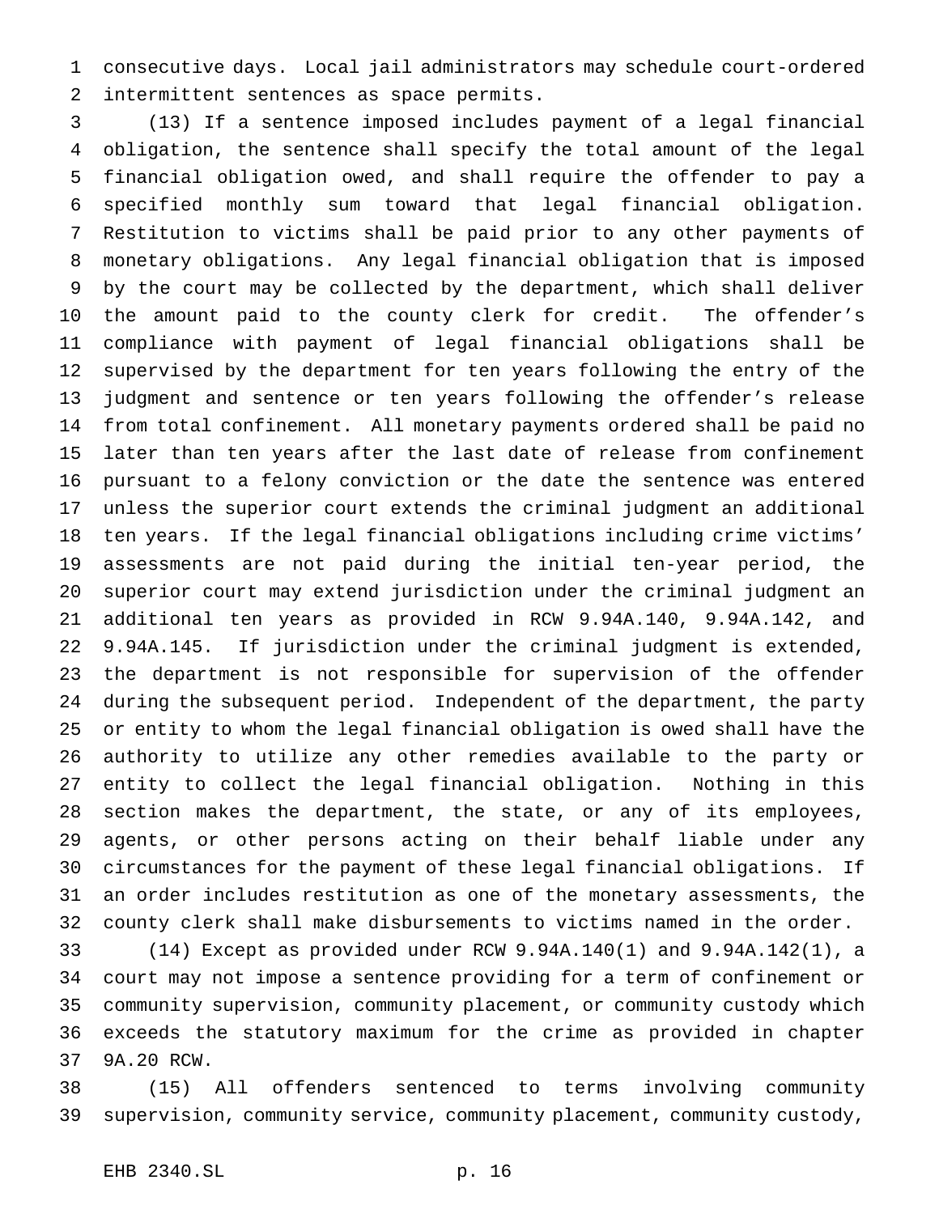consecutive days. Local jail administrators may schedule court-ordered intermittent sentences as space permits.

(13) If a sentence imposed includes payment of a legal financial obligation, the sentence shall specify the total amount of the legal financial obligation owed, and shall require the offender to pay a specified monthly sum toward that legal financial obligation. Restitution to victims shall be paid prior to any other payments of monetary obligations. Any legal financial obligation that is imposed by the court may be collected by the department, which shall deliver the amount paid to the county clerk for credit. The offender's compliance with payment of legal financial obligations shall be supervised by the department for ten years following the entry of the judgment and sentence or ten years following the offender's release from total confinement. All monetary payments ordered shall be paid no later than ten years after the last date of release from confinement pursuant to a felony conviction or the date the sentence was entered unless the superior court extends the criminal judgment an additional ten years. If the legal financial obligations including crime victims' assessments are not paid during the initial ten-year period, the superior court may extend jurisdiction under the criminal judgment an additional ten years as provided in RCW 9.94A.140, 9.94A.142, and 9.94A.145. If jurisdiction under the criminal judgment is extended, the department is not responsible for supervision of the offender during the subsequent period. Independent of the department, the party or entity to whom the legal financial obligation is owed shall have the authority to utilize any other remedies available to the party or entity to collect the legal financial obligation. Nothing in this section makes the department, the state, or any of its employees, agents, or other persons acting on their behalf liable under any circumstances for the payment of these legal financial obligations. If an order includes restitution as one of the monetary assessments, the county clerk shall make disbursements to victims named in the order.

(14) Except as provided under RCW 9.94A.140(1) and 9.94A.142(1), a court may not impose a sentence providing for a term of confinement or community supervision, community placement, or community custody which exceeds the statutory maximum for the crime as provided in chapter 9A.20 RCW.

(15) All offenders sentenced to terms involving community supervision, community service, community placement, community custody,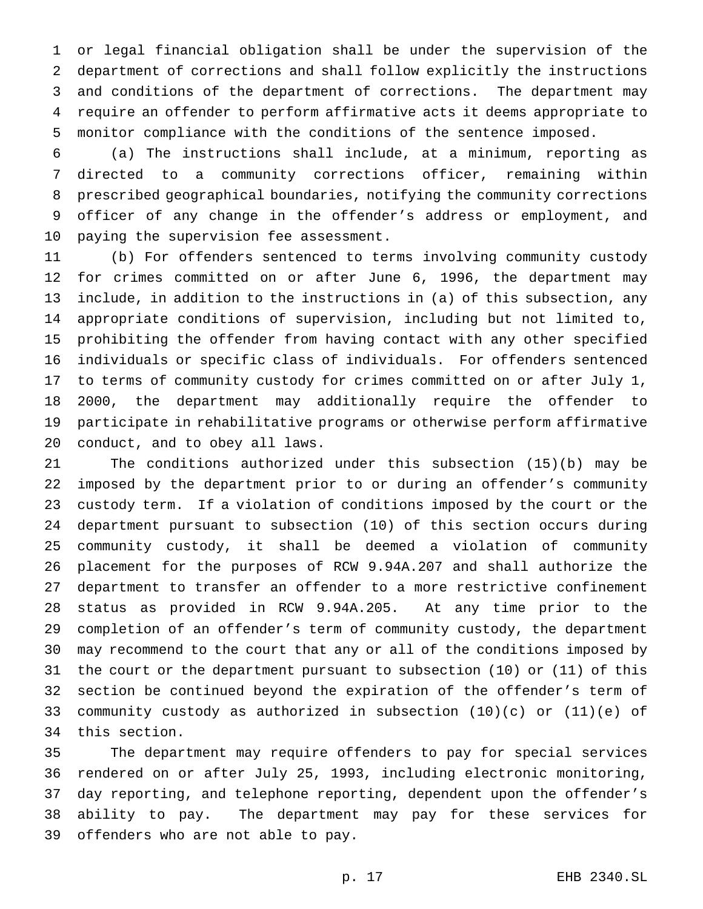or legal financial obligation shall be under the supervision of the department of corrections and shall follow explicitly the instructions and conditions of the department of corrections. The department may require an offender to perform affirmative acts it deems appropriate to monitor compliance with the conditions of the sentence imposed.

(a) The instructions shall include, at a minimum, reporting as directed to a community corrections officer, remaining within prescribed geographical boundaries, notifying the community corrections officer of any change in the offender's address or employment, and paying the supervision fee assessment.

(b) For offenders sentenced to terms involving community custody for crimes committed on or after June 6, 1996, the department may include, in addition to the instructions in (a) of this subsection, any appropriate conditions of supervision, including but not limited to, prohibiting the offender from having contact with any other specified individuals or specific class of individuals. For offenders sentenced to terms of community custody for crimes committed on or after July 1, 2000, the department may additionally require the offender to participate in rehabilitative programs or otherwise perform affirmative conduct, and to obey all laws.

The conditions authorized under this subsection (15)(b) may be imposed by the department prior to or during an offender's community custody term. If a violation of conditions imposed by the court or the department pursuant to subsection (10) of this section occurs during community custody, it shall be deemed a violation of community placement for the purposes of RCW 9.94A.207 and shall authorize the department to transfer an offender to a more restrictive confinement status as provided in RCW 9.94A.205. At any time prior to the completion of an offender's term of community custody, the department may recommend to the court that any or all of the conditions imposed by the court or the department pursuant to subsection (10) or (11) of this section be continued beyond the expiration of the offender's term of community custody as authorized in subsection (10)(c) or (11)(e) of this section.

The department may require offenders to pay for special services rendered on or after July 25, 1993, including electronic monitoring, day reporting, and telephone reporting, dependent upon the offender's ability to pay. The department may pay for these services for offenders who are not able to pay.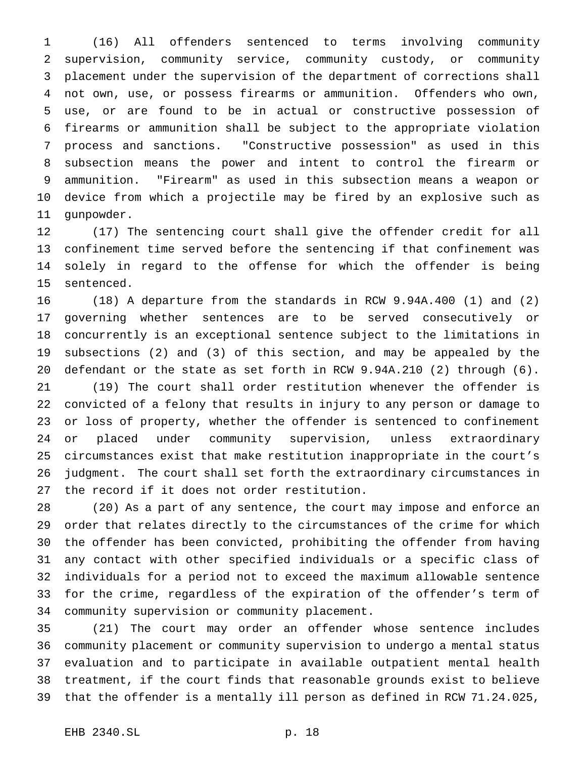(16) All offenders sentenced to terms involving community supervision, community service, community custody, or community placement under the supervision of the department of corrections shall not own, use, or possess firearms or ammunition. Offenders who own, use, or are found to be in actual or constructive possession of firearms or ammunition shall be subject to the appropriate violation process and sanctions. "Constructive possession" as used in this subsection means the power and intent to control the firearm or ammunition. "Firearm" as used in this subsection means a weapon or device from which a projectile may be fired by an explosive such as gunpowder.

(17) The sentencing court shall give the offender credit for all confinement time served before the sentencing if that confinement was solely in regard to the offense for which the offender is being sentenced.

(18) A departure from the standards in RCW 9.94A.400 (1) and (2) governing whether sentences are to be served consecutively or concurrently is an exceptional sentence subject to the limitations in subsections (2) and (3) of this section, and may be appealed by the defendant or the state as set forth in RCW 9.94A.210 (2) through (6).

(19) The court shall order restitution whenever the offender is convicted of a felony that results in injury to any person or damage to or loss of property, whether the offender is sentenced to confinement or placed under community supervision, unless extraordinary circumstances exist that make restitution inappropriate in the court's judgment. The court shall set forth the extraordinary circumstances in the record if it does not order restitution.

(20) As a part of any sentence, the court may impose and enforce an order that relates directly to the circumstances of the crime for which the offender has been convicted, prohibiting the offender from having any contact with other specified individuals or a specific class of individuals for a period not to exceed the maximum allowable sentence for the crime, regardless of the expiration of the offender's term of community supervision or community placement.

(21) The court may order an offender whose sentence includes community placement or community supervision to undergo a mental status evaluation and to participate in available outpatient mental health treatment, if the court finds that reasonable grounds exist to believe that the offender is a mentally ill person as defined in RCW 71.24.025,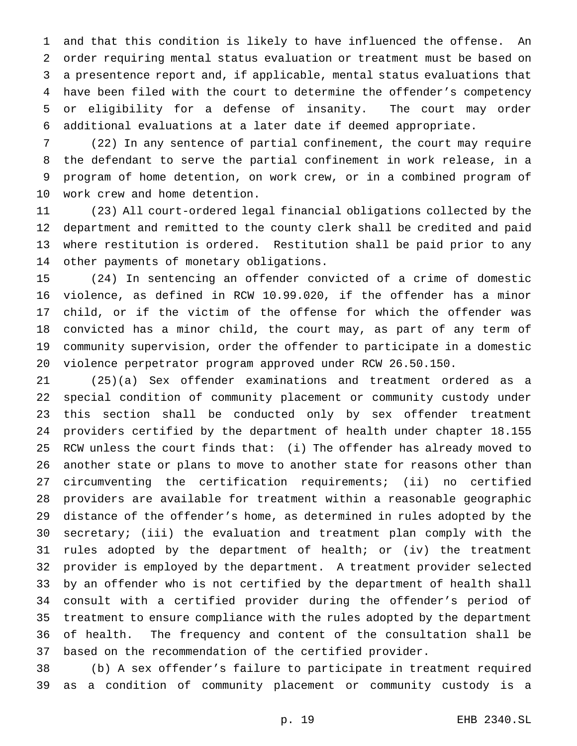and that this condition is likely to have influenced the offense. An order requiring mental status evaluation or treatment must be based on a presentence report and, if applicable, mental status evaluations that have been filed with the court to determine the offender's competency or eligibility for a defense of insanity. The court may order additional evaluations at a later date if deemed appropriate.

(22) In any sentence of partial confinement, the court may require the defendant to serve the partial confinement in work release, in a program of home detention, on work crew, or in a combined program of work crew and home detention.

(23) All court-ordered legal financial obligations collected by the department and remitted to the county clerk shall be credited and paid where restitution is ordered. Restitution shall be paid prior to any other payments of monetary obligations.

(24) In sentencing an offender convicted of a crime of domestic violence, as defined in RCW 10.99.020, if the offender has a minor child, or if the victim of the offense for which the offender was convicted has a minor child, the court may, as part of any term of community supervision, order the offender to participate in a domestic violence perpetrator program approved under RCW 26.50.150.

(25)(a) Sex offender examinations and treatment ordered as a special condition of community placement or community custody under this section shall be conducted only by sex offender treatment providers certified by the department of health under chapter 18.155 RCW unless the court finds that: (i) The offender has already moved to another state or plans to move to another state for reasons other than circumventing the certification requirements; (ii) no certified providers are available for treatment within a reasonable geographic distance of the offender's home, as determined in rules adopted by the secretary; (iii) the evaluation and treatment plan comply with the rules adopted by the department of health; or (iv) the treatment provider is employed by the department. A treatment provider selected by an offender who is not certified by the department of health shall consult with a certified provider during the offender's period of treatment to ensure compliance with the rules adopted by the department of health. The frequency and content of the consultation shall be based on the recommendation of the certified provider.

(b) A sex offender's failure to participate in treatment required as a condition of community placement or community custody is a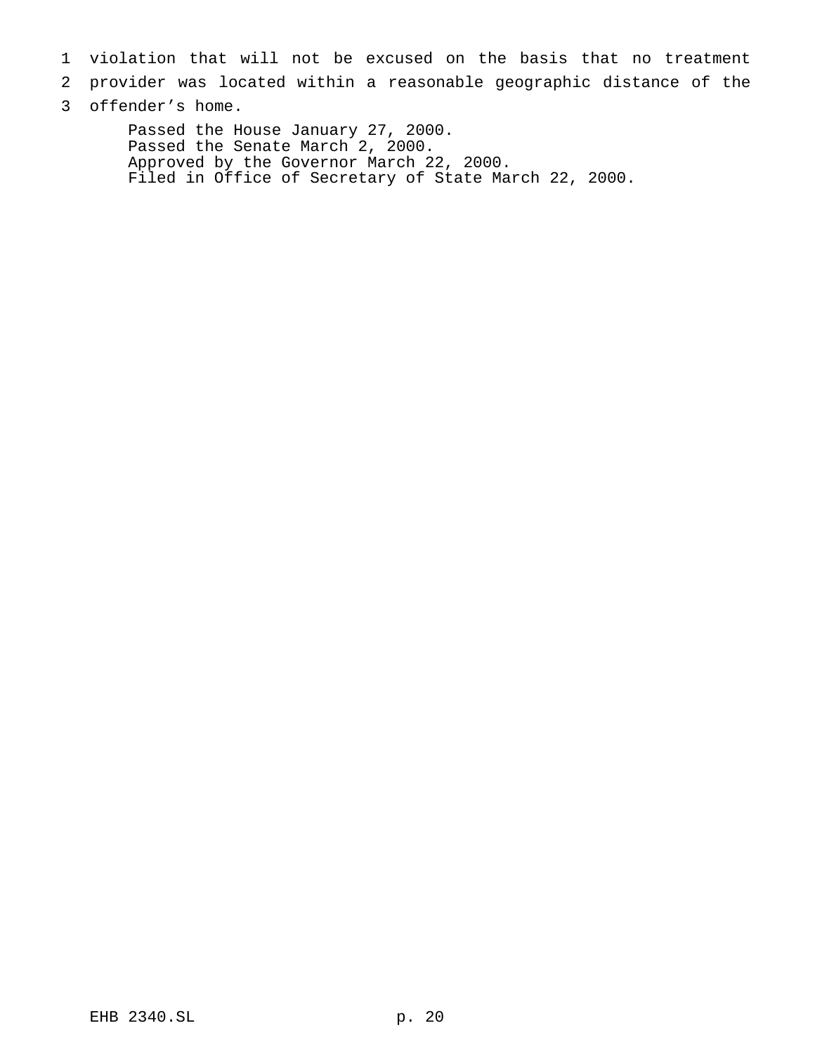violation that will not be excused on the basis that no treatment provider was located within a reasonable geographic distance of the offender's home.

Passed the House January 27, 2000.
Passed the Senate March 2, 2000.
Approved by the Governor March 22, 2000.
Filed in Office of Secretary of State March 22, 2000.